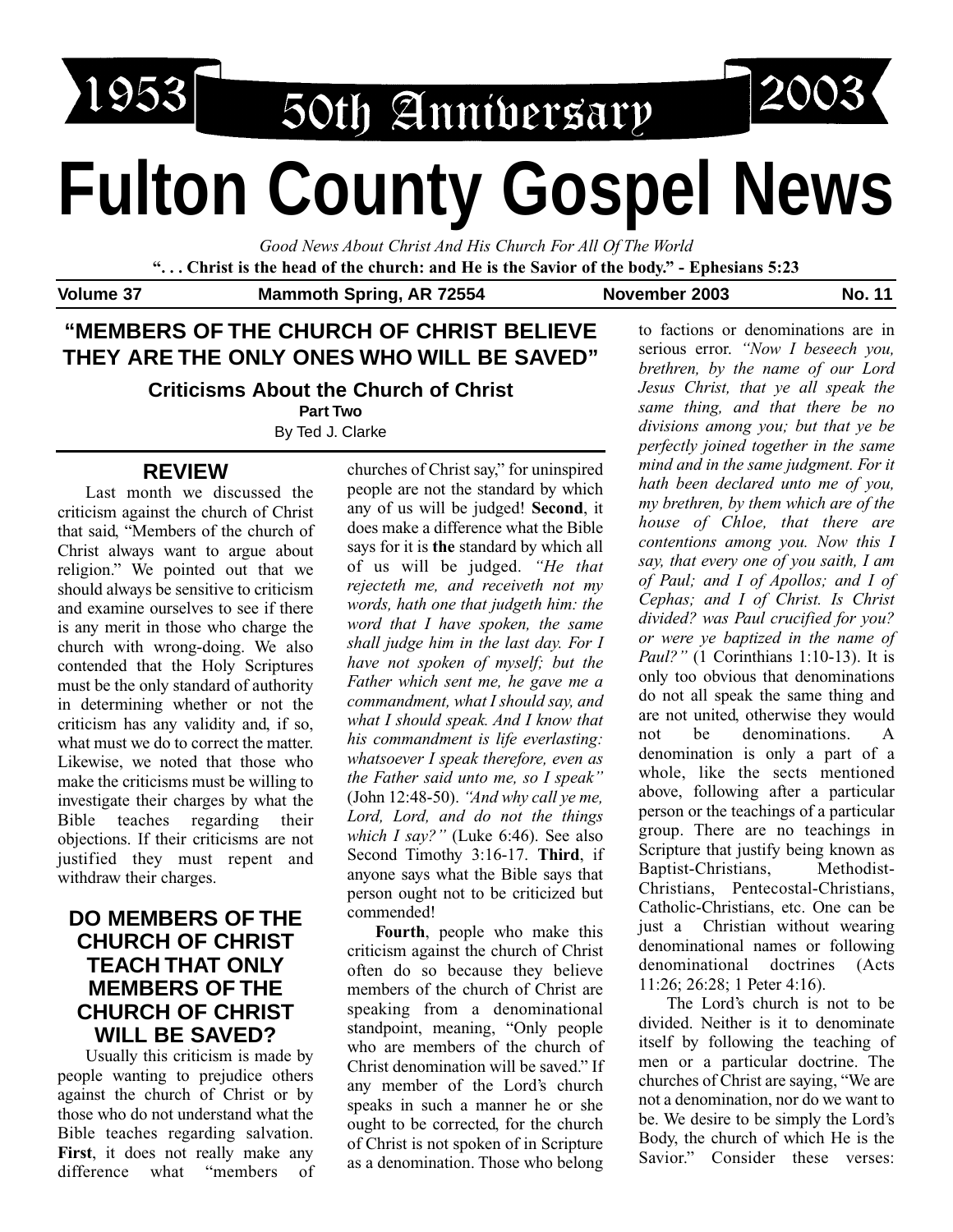1953 50th Anniversary 2003

# Fulton County Gospel News

*Good News About Christ And His Church For All Of The World*

**". . . Christ is the head of the church: and He is the Savior of the body." - Ephesians 5:23**

**Volume 37** **Mammoth Spring, AR 72554** **November 2003** **No. 11**

## "MEMBERS OF THE CHURCH OF CHRIST BELIEVE THEY ARE THE ONLY ONES WHO WILL BE SAVED"

### Criticisms About the Church of Christ

**Part Two**

By Ted J. Clarke

### REVIEW

Last month we discussed the criticism against the church of Christ that said, "Members of the church of Christ always want to argue about religion." We pointed out that we should always be sensitive to criticism and examine ourselves to see if there is any merit in those who charge the church with wrong-doing. We also contended that the Holy Scriptures must be the only standard of authority in determining whether or not the criticism has any validity and, if so, what must we do to correct the matter. Likewise, we noted that those who make the criticisms must be willing to investigate their charges by what the Bible teaches regarding their objections. If their criticisms are not justified they must repent and withdraw their charges.

### DO MEMBERS OF THE CHURCH OF CHRIST TEACH THAT ONLY MEMBERS OF THE CHURCH OF CHRIST WILL BE SAVED?

Usually this criticism is made by people wanting to prejudice others against the church of Christ or by those who do not understand what the Bible teaches regarding salvation. **First**, it does not really make any difference what "members of churches of Christ say," for uninspired people are not the standard by which any of us will be judged! **Second**, it does make a difference what the Bible says for it is **the** standard by which all of us will be judged. *"He that rejecteth me, and receiveth not my words, hath one that judgeth him: the word that I have spoken, the same shall judge him in the last day. For I have not spoken of myself; but the Father which sent me, he gave me a commandment, what I should say, and what I should speak. And I know that his commandment is life everlasting: whatsoever I speak therefore, even as the Father said unto me, so I speak"* (John 12:48-50). *"And why call ye me, Lord, Lord, and do not the things which I say?"* (Luke 6:46). See also Second Timothy 3:16-17. **Third**, if anyone says what the Bible says that person ought not to be criticized but commended!

**Fourth**, people who make this criticism against the church of Christ often do so because they believe members of the church of Christ are speaking from a denominational standpoint, meaning, "Only people who are members of the church of Christ denomination will be saved." If any member of the Lord's church speaks in such a manner he or she ought to be corrected, for the church of Christ is not spoken of in Scripture as a denomination. Those who belong to factions or denominations are in serious error. *"Now I beseech you, brethren, by the name of our Lord Jesus Christ, that ye all speak the same thing, and that there be no divisions among you; but that ye be perfectly joined together in the same mind and in the same judgment. For it hath been declared unto me of you, my brethren, by them which are of the house of Chloe, that there are contentions among you. Now this I say, that every one of you saith, I am of Paul; and I of Apollos; and I of Cephas; and I of Christ. Is Christ divided? was Paul crucified for you? or were ye baptized in the name of Paul?"* (1 Corinthians 1:10-13). It is only too obvious that denominations do not all speak the same thing and are not united, otherwise they would not be denominations. A denomination is only a part of a whole, like the sects mentioned above, following after a particular person or the teachings of a particular group. There are no teachings in Scripture that justify being known as Baptist-Christians, Methodist-Christians, Pentecostal-Christians, Catholic-Christians, etc. One can be just a Christian without wearing denominational names or following denominational doctrines (Acts 11:26; 26:28; 1 Peter 4:16).

The Lord's church is not to be divided. Neither is it to denominate itself by following the teaching of men or a particular doctrine. The churches of Christ are saying, "We are not a denomination, nor do we want to be. We desire to be simply the Lord's Body, the church of which He is the Savior." Consider these verses: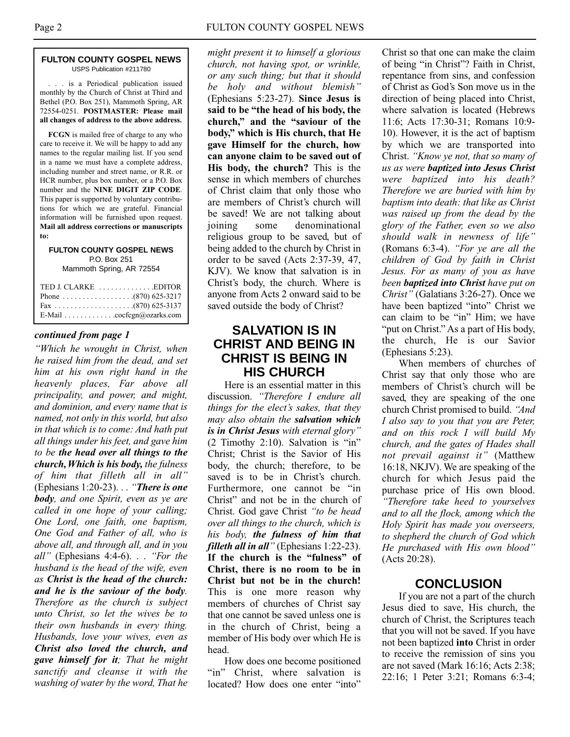**FULTON COUNTY GOSPEL NEWS**
USPS Publication #211780

. . . is a Periodical publication issued monthly by the Church of Christ at Third and Bethel (P.O. Box 251), Mammoth Spring, AR 72554-0251. **POSTMASTER: Please mail all changes of address to the above address.**

**FCGN** is mailed free of charge to any who care to receive it. We will be happy to add any names to the regular mailing list. If you send in a name we must have a complete address, including number and street name, or R.R. or HCR number, plus box number, or a P.O. Box number and the **NINE DIGIT ZIP CODE**. This paper is supported by voluntary contributions for which we are grateful. Financial information will be furnished upon request. **Mail all address corrections or manuscripts to:**

**FULTON COUNTY GOSPEL NEWS**
P.O. Box 251
Mammoth Spring, AR 72554

TED J. CLARKE . . . . . . . . . . . . . .EDITOR
Phone . . . . . . . . . . . . . . . . . .(870) 625-3217
Fax . . . . . . . . . . . . . . . . . . . .(870) 625-3137
E-Mail . . . . . . . . . . . . .cocfcgn@ozarks.com

***continued from page 1***

*"Which he wrought in Christ, when he raised him from the dead, and set him at his own right hand in the heavenly places, Far above all principality, and power, and might, and dominion, and every name that is named, not only in this world, but also in that which is to come: And hath put all things under his feet, and gave him to be* ***the head over all things to the church, Which is his body,*** *the fulness of him that filleth all in all"* (Ephesians 1:20-23). . . *"**There is one body**, and one Spirit, even as ye are called in one hope of your calling; One Lord, one faith, one baptism, One God and Father of all, who is above all, and through all, and in you all"* (Ephesians 4:4-6). . . *"For the husband is the head of the wife, even as* ***Christ is the head of the church: and he is the saviour of the body****. Therefore as the church is subject unto Christ, so let the wives be to their own husbands in every thing. Husbands, love your wives, even as* ***Christ also loved the church, and gave himself for it****; That he might sanctify and cleanse it with the washing of water by the word, That he might present it to himself a glorious church, not having spot, or wrinkle, or any such thing; but that it should be holy and without blemish"* (Ephesians 5:23-27). **Since Jesus is said to be "the head of his body, the church," and the "saviour of the body," which is His church, that He gave Himself for the church, how can anyone claim to be saved out of His body, the church?** This is the sense in which members of churches of Christ claim that only those who are members of Christ's church will be saved! We are not talking about joining some denominational religious group to be saved, but of being added to the church by Christ in order to be saved (Acts 2:37-39, 47, KJV). We know that salvation is in Christ's body, the church. Where is anyone from Acts 2 onward said to be saved outside the body of Christ?

## SALVATION IS IN CHRIST AND BEING IN CHRIST IS BEING IN HIS CHURCH

Here is an essential matter in this discussion. *"Therefore I endure all things for the elect's sakes, that they may also obtain the* ***salvation which is in Christ Jesus*** *with eternal glory"* (2 Timothy 2:10). Salvation is "in" Christ; Christ is the Savior of His body, the church; therefore, to be saved is to be in Christ's church. Furthermore, one cannot be "in Christ" and not be in the church of Christ. God gave Christ *"to be head over all things to the church, which is his body,* ***the fulness of him that filleth all in all****"* (Ephesians 1:22-23). **If the church is the "fulness" of Christ, there is no room to be in Christ but not be in the church!** This is one more reason why members of churches of Christ say that one cannot be saved unless one is in the church of Christ, being a member of His body over which He is head.

How does one become positioned "in" Christ, where salvation is located? How does one enter "into" Christ so that one can make the claim of being "in Christ"? Faith in Christ, repentance from sins, and confession of Christ as God's Son move us in the direction of being placed into Christ, where salvation is located (Hebrews 11:6; Acts 17:30-31; Romans 10:9-10). However, it is the act of baptism by which we are transported into Christ. *"Know ye not, that so many of us as were* ***baptized into Jesus Christ*** *were baptized into his death? Therefore we are buried with him by baptism into death: that like as Christ was raised up from the dead by the glory of the Father, even so we also should walk in newness of life"* (Romans 6:3-4). *"For ye are all the children of God by faith in Christ Jesus. For as many of you as have been* ***baptized into Christ*** *have put on Christ"* (Galatians 3:26-27). Once we have been baptized "into" Christ we can claim to be "in" Him; we have "put on Christ." As a part of His body, the church, He is our Savior (Ephesians 5:23).

When members of churches of Christ say that only those who are members of Christ's church will be saved, they are speaking of the one church Christ promised to build. *"And I also say to you that you are Peter, and on this rock I will build My church, and the gates of Hades shall not prevail against it"* (Matthew 16:18, NKJV). We are speaking of the church for which Jesus paid the purchase price of His own blood. *"Therefore take heed to yourselves and to all the flock, among which the Holy Spirit has made you overseers, to shepherd the church of God which He purchased with His own blood"* (Acts 20:28).

## CONCLUSION

If you are not a part of the church Jesus died to save, His church, the church of Christ, the Scriptures teach that you will not be saved. If you have not been baptized **into** Christ in order to receive the remission of sins you are not saved (Mark 16:16; Acts 2:38; 22:16; 1 Peter 3:21; Romans 6:3-4;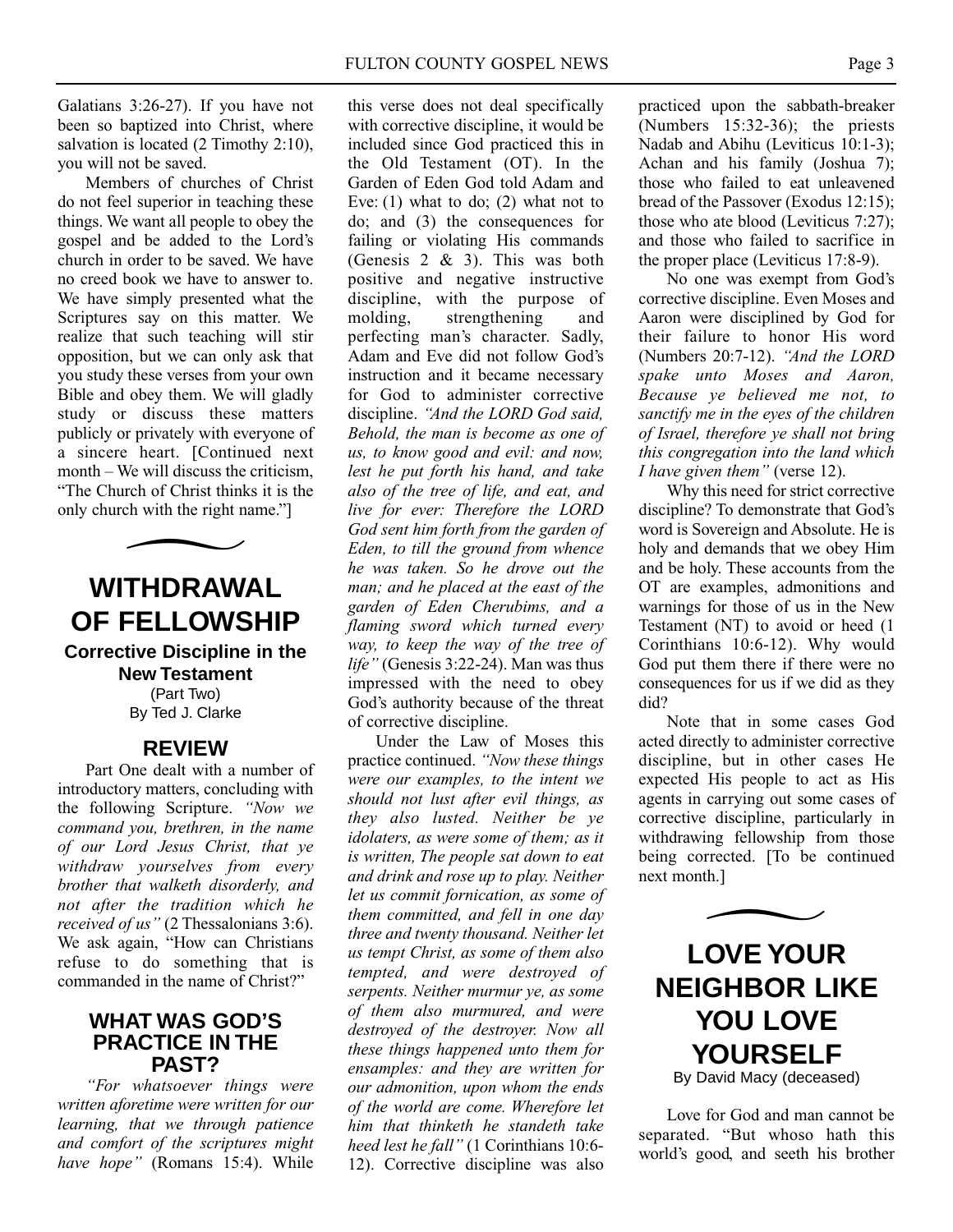Galatians 3:26-27). If you have not been so baptized into Christ, where salvation is located (2 Timothy 2:10), you will not be saved.

Members of churches of Christ do not feel superior in teaching these things. We want all people to obey the gospel and be added to the Lord's church in order to be saved. We have no creed book we have to answer to. We have simply presented what the Scriptures say on this matter. We realize that such teaching will stir opposition, but we can only ask that you study these verses from your own Bible and obey them. We will gladly study or discuss these matters publicly or privately with everyone of a sincere heart. [Continued next month – We will discuss the criticism, "The Church of Christ thinks it is the only church with the right name."]

# WITHDRAWAL OF FELLOWSHIP

**Corrective Discipline in the New Testament**

(Part Two)

By Ted J. Clarke

## REVIEW

Part One dealt with a number of introductory matters, concluding with the following Scripture. *"Now we command you, brethren, in the name of our Lord Jesus Christ, that ye withdraw yourselves from every brother that walketh disorderly, and not after the tradition which he received of us"* (2 Thessalonians 3:6). We ask again, "How can Christians refuse to do something that is commanded in the name of Christ?"

## WHAT WAS GOD'S PRACTICE IN THE PAST?

*"For whatsoever things were written aforetime were written for our learning, that we through patience and comfort of the scriptures might have hope"* (Romans 15:4). While this verse does not deal specifically with corrective discipline, it would be included since God practiced this in the Old Testament (OT). In the Garden of Eden God told Adam and Eve: (1) what to do; (2) what not to do; and (3) the consequences for failing or violating His commands (Genesis 2 & 3). This was both positive and negative instructive discipline, with the purpose of molding, strengthening and perfecting man's character. Sadly, Adam and Eve did not follow God's instruction and it became necessary for God to administer corrective discipline. *"And the LORD God said, Behold, the man is become as one of us, to know good and evil: and now, lest he put forth his hand, and take also of the tree of life, and eat, and live for ever: Therefore the LORD God sent him forth from the garden of Eden, to till the ground from whence he was taken. So he drove out the man; and he placed at the east of the garden of Eden Cherubims, and a flaming sword which turned every way, to keep the way of the tree of life"* (Genesis 3:22-24). Man was thus impressed with the need to obey God's authority because of the threat of corrective discipline.

Under the Law of Moses this practice continued. *"Now these things were our examples, to the intent we should not lust after evil things, as they also lusted. Neither be ye idolaters, as were some of them; as it is written, The people sat down to eat and drink and rose up to play. Neither let us commit fornication, as some of them committed, and fell in one day three and twenty thousand. Neither let us tempt Christ, as some of them also tempted, and were destroyed of serpents. Neither murmur ye, as some of them also murmured, and were destroyed of the destroyer. Now all these things happened unto them for ensamples: and they are written for our admonition, upon whom the ends of the world are come. Wherefore let him that thinketh he standeth take heed lest he fall"* (1 Corinthians 10:6-12). Corrective discipline was also practiced upon the sabbath-breaker (Numbers 15:32-36); the priests Nadab and Abihu (Leviticus 10:1-3); Achan and his family (Joshua 7); those who failed to eat unleavened bread of the Passover (Exodus 12:15); those who ate blood (Leviticus 7:27); and those who failed to sacrifice in the proper place (Leviticus 17:8-9).

No one was exempt from God's corrective discipline. Even Moses and Aaron were disciplined by God for their failure to honor His word (Numbers 20:7-12). *"And the LORD spake unto Moses and Aaron, Because ye believed me not, to sanctify me in the eyes of the children of Israel, therefore ye shall not bring this congregation into the land which I have given them"* (verse 12).

Why this need for strict corrective discipline? To demonstrate that God's word is Sovereign and Absolute. He is holy and demands that we obey Him and be holy. These accounts from the OT are examples, admonitions and warnings for those of us in the New Testament (NT) to avoid or heed (1 Corinthians 10:6-12). Why would God put them there if there were no consequences for us if we did as they did?

Note that in some cases God acted directly to administer corrective discipline, but in other cases He expected His people to act as His agents in carrying out some cases of corrective discipline, particularly in withdrawing fellowship from those being corrected. [To be continued next month.]

# LOVE YOUR NEIGHBOR LIKE YOU LOVE YOURSELF

By David Macy (deceased)

Love for God and man cannot be separated. "But whoso hath this world's good, and seeth his brother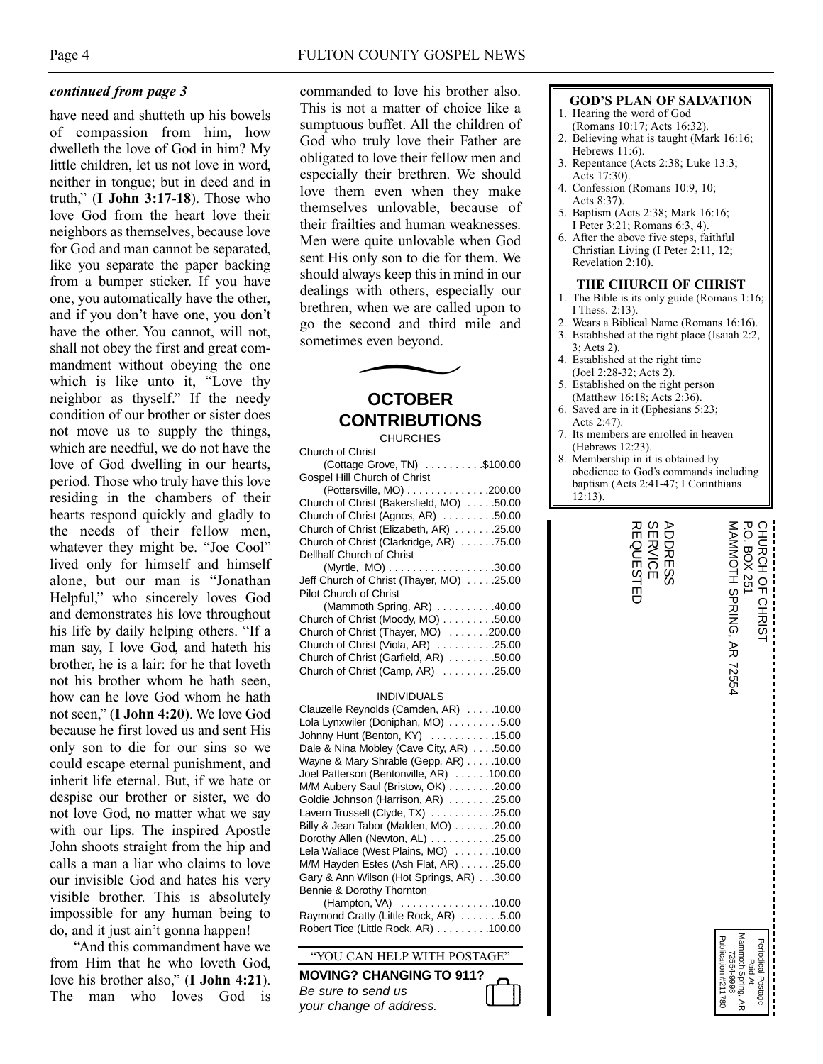*continued from page 3*

have need and shutteth up his bowels of compassion from him, how dwelleth the love of God in him? My little children, let us not love in word, neither in tongue; but in deed and in truth," (**I John 3:17-18**). Those who love God from the heart love their neighbors as themselves, because love for God and man cannot be separated, like you separate the paper backing from a bumper sticker. If you have one, you automatically have the other, and if you don't have one, you don't have the other. You cannot, will not, shall not obey the first and great commandment without obeying the one which is like unto it, "Love thy neighbor as thyself." If the needy condition of our brother or sister does not move us to supply the things, which are needful, we do not have the love of God dwelling in our hearts, period. Those who truly have this love residing in the chambers of their hearts respond quickly and gladly to the needs of their fellow men, whatever they might be. "Joe Cool" lived only for himself and himself alone, but our man is "Jonathan Helpful," who sincerely loves God and demonstrates his love throughout his life by daily helping others. "If a man say, I love God, and hateth his brother, he is a lair: for he that loveth not his brother whom he hath seen, how can he love God whom he hath not seen," (**I John 4:20**). We love God because he first loved us and sent His only son to die for our sins so we could escape eternal punishment, and inherit life eternal. But, if we hate or despise our brother or sister, we do not love God, no matter what we say with our lips. The inspired Apostle John shoots straight from the hip and calls a man a liar who claims to love our invisible God and hates his very visible brother. This is absolutely impossible for any human being to do, and it just ain't gonna happen!

"And this commandment have we from Him that he who loveth God, love his brother also," (**I John 4:21**). The man who loves God is commanded to love his brother also. This is not a matter of choice like a sumptuous buffet. All the children of God who truly love their Father are obligated to love their fellow men and especially their brethren. We should love them even when they make themselves unlovable, because of their frailties and human weaknesses. Men were quite unlovable when God sent His only son to die for them. We should always keep this in mind in our dealings with others, especially our brethren, when we are called upon to go the second and third mile and sometimes even beyond.

## OCTOBER CONTRIBUTIONS

CHURCHES

Church of Christ (Cottage Grove, TN) . . . . . . . . . .$100.00
Gospel Hill Church of Christ (Pottersville, MO) . . . . . . . . . . . . .200.00
Church of Christ (Bakersfield, MO) . . . . .50.00
Church of Christ (Agnos, AR) . . . . . . . . .50.00
Church of Christ (Elizabeth, AR) . . . . . . .25.00
Church of Christ (Clarkridge, AR) . . . . . .75.00
Dellhalf Church of Christ (Myrtle, MO) . . . . . . . . . . . . . . . . .30.00
Jeff Church of Christ (Thayer, MO) . . . . .25.00
Pilot Church of Christ (Mammoth Spring, AR) . . . . . . . . . .40.00
Church of Christ (Moody, MO) . . . . . . . . .50.00
Church of Christ (Thayer, MO) . . . . . . .200.00
Church of Christ (Viola, AR) . . . . . . . . . .25.00
Church of Christ (Garfield, AR) . . . . . . . .50.00
Church of Christ (Camp, AR) . . . . . . . . .25.00

INDIVIDUALS

Clauzelle Reynolds (Camden, AR) . . . . .10.00
Lola Lynxwiler (Doniphan, MO) . . . . . . . . .5.00
Johnny Hunt (Benton, KY) . . . . . . . . . . .15.00
Dale & Nina Mobley (Cave City, AR) . . . .50.00
Wayne & Mary Shrable (Gepp, AR) . . . . .10.00
Joel Patterson (Bentonville, AR) . . . . . .100.00
M/M Aubery Saul (Bristow, OK) . . . . . . . .20.00
Goldie Johnson (Harrison, AR) . . . . . . . .25.00
Lavern Trussell (Clyde, TX) . . . . . . . . . . .25.00
Billy & Jean Tabor (Malden, MO) . . . . . . .20.00
Dorothy Allen (Newton, AL) . . . . . . . . . . .25.00
Lela Wallace (West Plains, MO) . . . . . . .10.00
M/M Hayden Estes (Ash Flat, AR) . . . . . .25.00
Gary & Ann Wilson (Hot Springs, AR) . . .30.00
Bennie & Dorothy Thornton (Hampton, VA) . . . . . . . . . . . . . . . .10.00
Raymond Cratty (Little Rock, AR) . . . . . . .5.00
Robert Tice (Little Rock, AR) . . . . . . . . .100.00

"YOU CAN HELP WITH POSTAGE"

**MOVING? CHANGING TO 911?**
*Be sure to send us your change of address.*

### GOD'S PLAN OF SALVATION

1. Hearing the word of God (Romans 10:17; Acts 16:32).
2. Believing what is taught (Mark 16:16; Hebrews 11:6).
3. Repentance (Acts 2:38; Luke 13:3; Acts 17:30).
4. Confession (Romans 10:9, 10; Acts 8:37).
5. Baptism (Acts 2:38; Mark 16:16; I Peter 3:21; Romans 6:3, 4).
6. After the above five steps, faithful Christian Living (I Peter 2:11, 12; Revelation 2:10).

### THE CHURCH OF CHRIST

1. The Bible is its only guide (Romans 1:16; I Thess. 2:13).
2. Wears a Biblical Name (Romans 16:16).
3. Established at the right place (Isaiah 2:2, 3; Acts 2).
4. Established at the right time (Joel 2:28-32; Acts 2).
5. Established on the right person (Matthew 16:18; Acts 2:36).
6. Saved are in it (Ephesians 5:23; Acts 2:47).
7. Its members are enrolled in heaven (Hebrews 12:23).
8. Membership in it is obtained by obedience to God's commands including baptism (Acts 2:41-47; I Corinthians 12:13).

CHURCH OF CHRIST
P.O. BOX 251
MAMMOTH SPRING, AR 72554

ADDRESS SERVICE REQUESTED

Periodical Postage
Paid At
Mammoth Spring, AR
72554-9998
Publication #211780